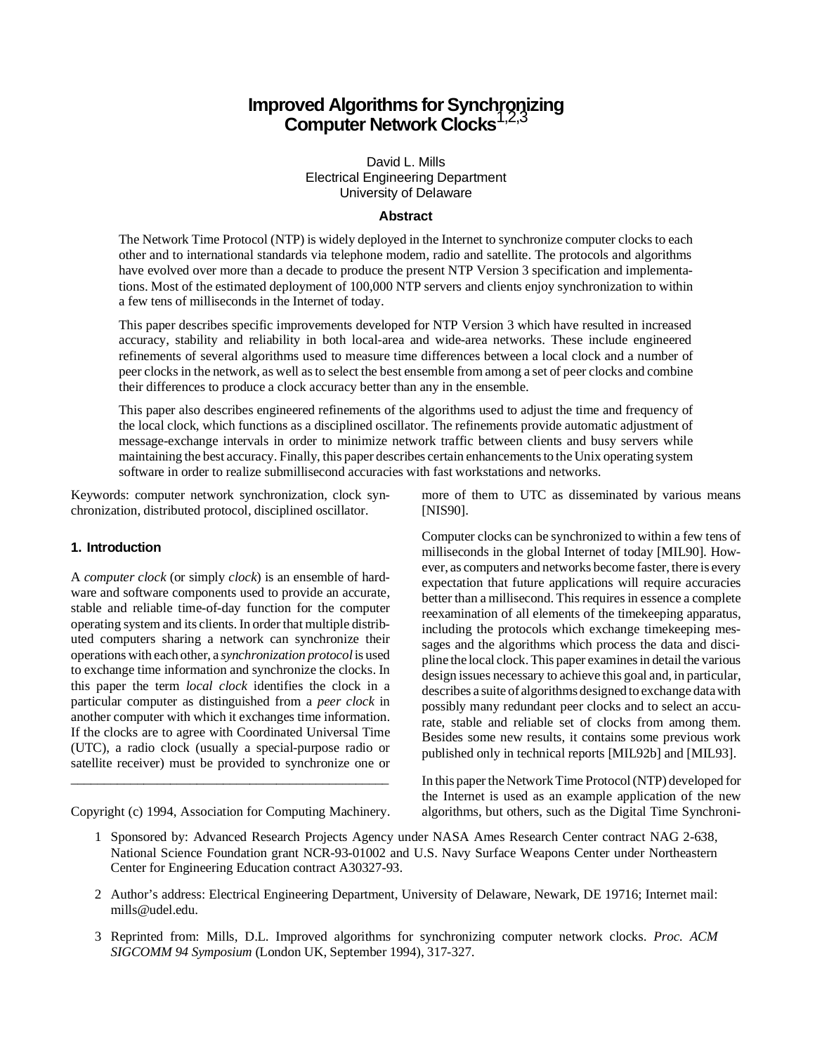# Improved Algorithms for Synchronizing Computer Network Clocks[1,2,3]

David L. Mills
Electrical Engineering Department
University of Delaware

### Abstract

The Network Time Protocol (NTP) is widely deployed in the Internet to synchronize computer clocks to each other and to international standards via telephone modem, radio and satellite. The protocols and algorithms have evolved over more than a decade to produce the present NTP Version 3 specification and implementations. Most of the estimated deployment of 100,000 NTP servers and clients enjoy synchronization to within a few tens of milliseconds in the Internet of today.

This paper describes specific improvements developed for NTP Version 3 which have resulted in increased accuracy, stability and reliability in both local-area and wide-area networks. These include engineered refinements of several algorithms used to measure time differences between a local clock and a number of peer clocks in the network, as well as to select the best ensemble from among a set of peer clocks and combine their differences to produce a clock accuracy better than any in the ensemble.

This paper also describes engineered refinements of the algorithms used to adjust the time and frequency of the local clock, which functions as a disciplined oscillator. The refinements provide automatic adjustment of message-exchange intervals in order to minimize network traffic between clients and busy servers while maintaining the best accuracy. Finally, this paper describes certain enhancements to the Unix operating system software in order to realize submillisecond accuracies with fast workstations and networks.

Keywords: computer network synchronization, clock synchronization, distributed protocol, disciplined oscillator.

## 1. Introduction

A *computer clock* (or simply *clock*) is an ensemble of hardware and software components used to provide an accurate, stable and reliable time-of-day function for the computer operating system and its clients. In order that multiple distributed computers sharing a network can synchronize their operations with each other, a *synchronization protocol* is used to exchange time information and synchronize the clocks. In this paper the term *local clock* identifies the clock in a particular computer as distinguished from a *peer clock* in another computer with which it exchanges time information. If the clocks are to agree with Coordinated Universal Time (UTC), a radio clock (usually a special-purpose radio or satellite receiver) must be provided to synchronize one or more of them to UTC as disseminated by various means [NIS90].

Computer clocks can be synchronized to within a few tens of milliseconds in the global Internet of today [MIL90]. However, as computers and networks become faster, there is every expectation that future applications will require accuracies better than a millisecond. This requires in essence a complete reexamination of all elements of the timekeeping apparatus, including the protocols which exchange timekeeping messages and the algorithms which process the data and discipline the local clock. This paper examines in detail the various design issues necessary to achieve this goal and, in particular, describes a suite of algorithms designed to exchange data with possibly many redundant peer clocks and to select an accurate, stable and reliable set of clocks from among them. Besides some new results, it contains some previous work published only in technical reports [MIL92b] and [MIL93].

In this paper the Network Time Protocol (NTP) developed for the Internet is used as an example application of the new algorithms, but others, such as the Digital Time Synchroni-

Copyright (c) 1994, Association for Computing Machinery.

1 Sponsored by: Advanced Research Projects Agency under NASA Ames Research Center contract NAG 2-638, National Science Foundation grant NCR-93-01002 and U.S. Navy Surface Weapons Center under Northeastern Center for Engineering Education contract A30327-93.

2 Author's address: Electrical Engineering Department, University of Delaware, Newark, DE 19716; Internet mail: mills@udel.edu.

3 Reprinted from: Mills, D.L. Improved algorithms for synchronizing computer network clocks. *Proc. ACM SIGCOMM 94 Symposium* (London UK, September 1994), 317-327.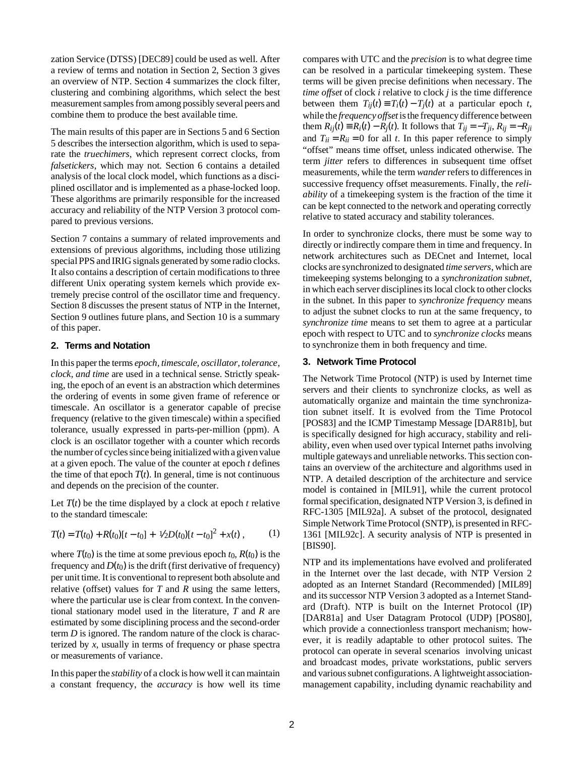zation Service (DTSS) [DEC89] could be used as well. After a review of terms and notation in Section 2, Section 3 gives an overview of NTP. Section 4 summarizes the clock filter, clustering and combining algorithms, which select the best measurement samples from among possibly several peers and combine them to produce the best available time.

The main results of this paper are in Sections 5 and 6 Section 5 describes the intersection algorithm, which is used to separate the *truechimers*, which represent correct clocks, from *falsetickers*, which may not. Section 6 contains a detailed analysis of the local clock model, which functions as a disciplined oscillator and is implemented as a phase-locked loop. These algorithms are primarily responsible for the increased accuracy and reliability of the NTP Version 3 protocol compared to previous versions.

Section 7 contains a summary of related improvements and extensions of previous algorithms, including those utilizing special PPS and IRIG signals generated by some radio clocks. It also contains a description of certain modifications to three different Unix operating system kernels which provide extremely precise control of the oscillator time and frequency. Section 8 discusses the present status of NTP in the Internet, Section 9 outlines future plans, and Section 10 is a summary of this paper.

## 2. Terms and Notation

In this paper the terms *epoch, timescale, oscillator, tolerance, clock, and time* are used in a technical sense. Strictly speaking, the epoch of an event is an abstraction which determines the ordering of events in some given frame of reference or timescale. An oscillator is a generator capable of precise frequency (relative to the given timescale) within a specified tolerance, usually expressed in parts-per-million (ppm). A clock is an oscillator together with a counter which records the number of cycles since being initialized with a given value at a given epoch. The value of the counter at epoch $t$ defines the time of that epoch $T(t)$. In general, time is not continuous and depends on the precision of the counter.

Let $T(t)$ be the time displayed by a clock at epoch $t$ relative to the standard timescale:

$$T(t) = T(t_0) + R(t_0)[t - t_0] + \tfrac{1}{2}D(t_0)[t - t_0]^2 + x(t)\,, \qquad (1)$$

where $T(t_0)$ is the time at some previous epoch $t_0$, $R(t_0)$ is the frequency and $D(t_0)$ is the drift (first derivative of frequency) per unit time. It is conventional to represent both absolute and relative (offset) values for $T$ and $R$ using the same letters, where the particular use is clear from context. In the conventional stationary model used in the literature, $T$ and $R$ are estimated by some disciplining process and the second-order term $D$ is ignored. The random nature of the clock is characterized by $x$, usually in terms of frequency or phase spectra or measurements of variance.

In this paper the *stability* of a clock is how well it can maintain a constant frequency, the *accuracy* is how well its time compares with UTC and the *precision* is to what degree time can be resolved in a particular timekeeping system. These terms will be given precise definitions when necessary. The *time offset* of clock $i$ relative to clock $j$ is the time difference between them $T_{ij}(t) \equiv T_i(t) - T_j(t)$ at a particular epoch $t$, while the *frequency offset* is the frequency difference between them $R_{ij}(t) \equiv R_i(t) - R_j(t)$. It follows that $T_{ij} = -T_{ji}$, $R_{ij} = -R_{ji}$ and $T_{ii} = R_{ii} = 0$ for all $t$. In this paper reference to simply "offset" means time offset, unless indicated otherwise. The term *jitter* refers to differences in subsequent time offset measurements, while the term *wander* refers to differences in successive frequency offset measurements. Finally, the *reliability* of a timekeeping system is the fraction of the time it can be kept connected to the network and operating correctly relative to stated accuracy and stability tolerances.

In order to synchronize clocks, there must be some way to directly or indirectly compare them in time and frequency. In network architectures such as DECnet and Internet, local clocks are synchronized to designated *time servers*, which are timekeeping systems belonging to a *synchronization subnet*, in which each server disciplines its local clock to other clocks in the subnet. In this paper to *synchronize frequency* means to adjust the subnet clocks to run at the same frequency, to *synchronize time* means to set them to agree at a particular epoch with respect to UTC and to *synchronize clocks* means to synchronize them in both frequency and time.

## 3. Network Time Protocol

The Network Time Protocol (NTP) is used by Internet time servers and their clients to synchronize clocks, as well as automatically organize and maintain the time synchronization subnet itself. It is evolved from the Time Protocol [POS83] and the ICMP Timestamp Message [DAR81b], but is specifically designed for high accuracy, stability and reliability, even when used over typical Internet paths involving multiple gateways and unreliable networks. This section contains an overview of the architecture and algorithms used in NTP. A detailed description of the architecture and service model is contained in [MIL91], while the current protocol formal specification, designated NTP Version 3, is defined in RFC-1305 [MIL92a]. A subset of the protocol, designated Simple Network Time Protocol (SNTP), is presented in RFC-1361 [MIL92c]. A security analysis of NTP is presented in [BIS90].

NTP and its implementations have evolved and proliferated in the Internet over the last decade, with NTP Version 2 adopted as an Internet Standard (Recommended) [MIL89] and its successor NTP Version 3 adopted as a Internet Standard (Draft). NTP is built on the Internet Protocol (IP) [DAR81a] and User Datagram Protocol (UDP) [POS80], which provide a connectionless transport mechanism; however, it is readily adaptable to other protocol suites. The protocol can operate in several scenarios involving unicast and broadcast modes, private workstations, public servers and various subnet configurations. A lightweight association-management capability, including dynamic reachability and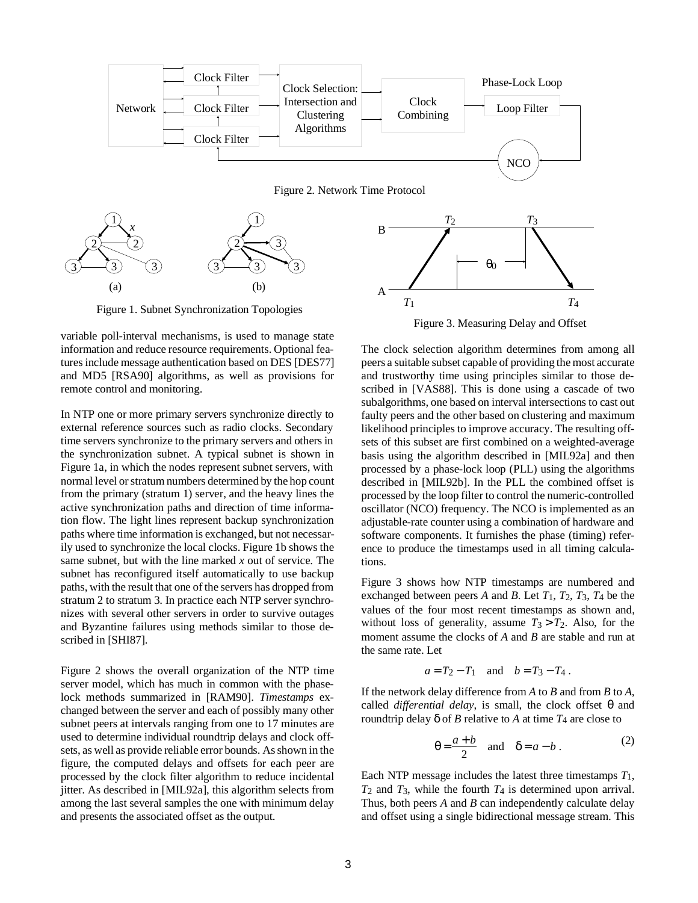Figure 2. Network Time Protocol

Figure 1. Subnet Synchronization Topologies

Figure 3. Measuring Delay and Offset

variable poll-interval mechanisms, is used to manage state information and reduce resource requirements. Optional features include message authentication based on DES [DES77] and MD5 [RSA90] algorithms, as well as provisions for remote control and monitoring.

In NTP one or more primary servers synchronize directly to external reference sources such as radio clocks. Secondary time servers synchronize to the primary servers and others in the synchronization subnet. A typical subnet is shown in Figure 1a, in which the nodes represent subnet servers, with normal level or stratum numbers determined by the hop count from the primary (stratum 1) server, and the heavy lines the active synchronization paths and direction of time information flow. The light lines represent backup synchronization paths where time information is exchanged, but not necessarily used to synchronize the local clocks. Figure 1b shows the same subnet, but with the line marked *x* out of service. The subnet has reconfigured itself automatically to use backup paths, with the result that one of the servers has dropped from stratum 2 to stratum 3. In practice each NTP server synchronizes with several other servers in order to survive outages and Byzantine failures using methods similar to those described in [SHI87].

Figure 2 shows the overall organization of the NTP time server model, which has much in common with the phase-lock methods summarized in [RAM90]. *Timestamps* exchanged between the server and each of possibly many other subnet peers at intervals ranging from one to 17 minutes are used to determine individual roundtrip delays and clock offsets, as well as provide reliable error bounds. As shown in the figure, the computed delays and offsets for each peer are processed by the clock filter algorithm to reduce incidental jitter. As described in [MIL92a], this algorithm selects from among the last several samples the one with minimum delay and presents the associated offset as the output.

The clock selection algorithm determines from among all peers a suitable subset capable of providing the most accurate and trustworthy time using principles similar to those described in [VAS88]. This is done using a cascade of two subalgorithms, one based on interval intersections to cast out faulty peers and the other based on clustering and maximum likelihood principles to improve accuracy. The resulting offsets of this subset are first combined on a weighted-average basis using the algorithm described in [MIL92a] and then processed by a phase-lock loop (PLL) using the algorithms described in [MIL92b]. In the PLL the combined offset is processed by the loop filter to control the numeric-controlled oscillator (NCO) frequency. The NCO is implemented as an adjustable-rate counter using a combination of hardware and software components. It furnishes the phase (timing) reference to produce the timestamps used in all timing calculations.

Figure 3 shows how NTP timestamps are numbered and exchanged between peers *A* and *B*. Let $T_1$, $T_2$, $T_3$, $T_4$ be the values of the four most recent timestamps as shown and, without loss of generality, assume $T_3 > T_2$. Also, for the moment assume the clocks of *A* and *B* are stable and run at the same rate. Let

$$a = T_2 - T_1 \quad \text{and} \quad b = T_3 - T_4 .$$

If the network delay difference from *A* to *B* and from *B* to *A*, called *differential delay*, is small, the clock offset $\theta$ and roundtrip delay $\delta$ of *B* relative to *A* at time $T_4$ are close to

$$\theta = \frac{a + b}{2} \quad \text{and} \quad \delta = a - b . \tag{2}$$

Each NTP message includes the latest three timestamps $T_1$, $T_2$ and $T_3$, while the fourth $T_4$ is determined upon arrival. Thus, both peers *A* and *B* can independently calculate delay and offset using a single bidirectional message stream. This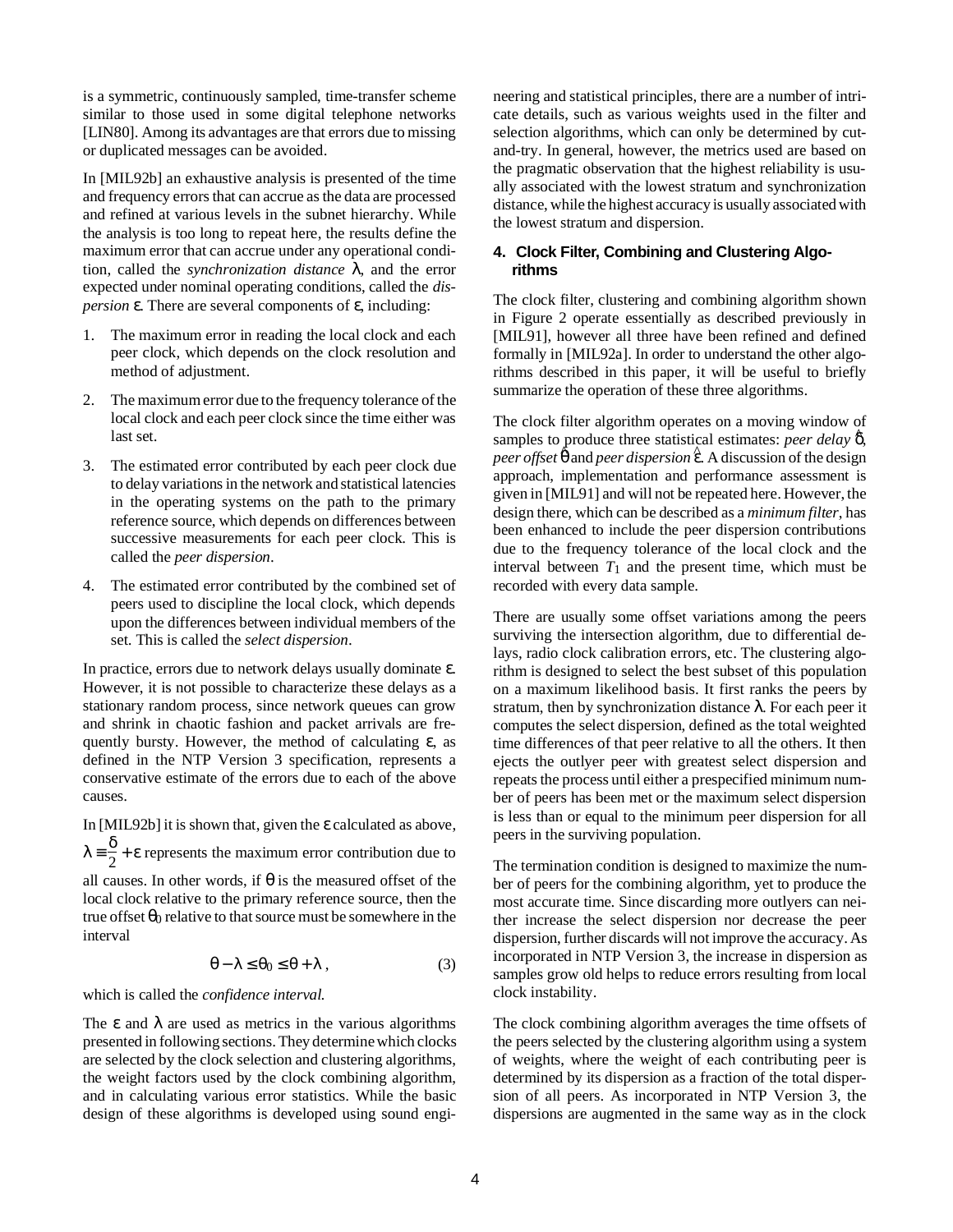is a symmetric, continuously sampled, time-transfer scheme similar to those used in some digital telephone networks [LIN80]. Among its advantages are that errors due to missing or duplicated messages can be avoided.

In [MIL92b] an exhaustive analysis is presented of the time and frequency errors that can accrue as the data are processed and refined at various levels in the subnet hierarchy. While the analysis is too long to repeat here, the results define the maximum error that can accrue under any operational condition, called the *synchronization distance* $\lambda$, and the error expected under nominal operating conditions, called the *dispersion* $\varepsilon$. There are several components of $\varepsilon$, including:

1. The maximum error in reading the local clock and each peer clock, which depends on the clock resolution and method of adjustment.
2. The maximum error due to the frequency tolerance of the local clock and each peer clock since the time either was last set.
3. The estimated error contributed by each peer clock due to delay variations in the network and statistical latencies in the operating systems on the path to the primary reference source, which depends on differences between successive measurements for each peer clock. This is called the *peer dispersion*.
4. The estimated error contributed by the combined set of peers used to discipline the local clock, which depends upon the differences between individual members of the set. This is called the *select dispersion*.

In practice, errors due to network delays usually dominate $\varepsilon$. However, it is not possible to characterize these delays as a stationary random process, since network queues can grow and shrink in chaotic fashion and packet arrivals are frequently bursty. However, the method of calculating $\varepsilon$, as defined in the NTP Version 3 specification, represents a conservative estimate of the errors due to each of the above causes.

In [MIL92b] it is shown that, given the $\varepsilon$ calculated as above, $\lambda \equiv \frac{\delta}{2} + \varepsilon$ represents the maximum error contribution due to all causes. In other words, if $\theta$ is the measured offset of the local clock relative to the primary reference source, then the true offset $\theta_0$ relative to that source must be somewhere in the interval

$$\theta - \lambda \le \theta_0 \le \theta + \lambda \,, \tag{3}$$

which is called the *confidence interval.*

The $\varepsilon$ and $\lambda$ are used as metrics in the various algorithms presented in following sections. They determine which clocks are selected by the clock selection and clustering algorithms, the weight factors used by the clock combining algorithm, and in calculating various error statistics. While the basic design of these algorithms is developed using sound engineering and statistical principles, there are a number of intricate details, such as various weights used in the filter and selection algorithms, which can only be determined by cut-and-try. In general, however, the metrics used are based on the pragmatic observation that the highest reliability is usually associated with the lowest stratum and synchronization distance, while the highest accuracy is usually associated with the lowest stratum and dispersion.

## 4. Clock Filter, Combining and Clustering Algorithms

The clock filter, clustering and combining algorithm shown in Figure 2 operate essentially as described previously in [MIL91], however all three have been refined and defined formally in [MIL92a]. In order to understand the other algorithms described in this paper, it will be useful to briefly summarize the operation of these three algorithms.

The clock filter algorithm operates on a moving window of samples to produce three statistical estimates: *peer delay* $\hat{\delta}$, *peer offset* $\hat{\theta}$ and *peer dispersion* $\hat{\varepsilon}$. A discussion of the design approach, implementation and performance assessment is given in [MIL91] and will not be repeated here. However, the design there, which can be described as a *minimum filter*, has been enhanced to include the peer dispersion contributions due to the frequency tolerance of the local clock and the interval between $T_1$ and the present time, which must be recorded with every data sample.

There are usually some offset variations among the peers surviving the intersection algorithm, due to differential delays, radio clock calibration errors, etc. The clustering algorithm is designed to select the best subset of this population on a maximum likelihood basis. It first ranks the peers by stratum, then by synchronization distance $\lambda$. For each peer it computes the select dispersion, defined as the total weighted time differences of that peer relative to all the others. It then ejects the outlyer peer with greatest select dispersion and repeats the process until either a prespecified minimum number of peers has been met or the maximum select dispersion is less than or equal to the minimum peer dispersion for all peers in the surviving population.

The termination condition is designed to maximize the number of peers for the combining algorithm, yet to produce the most accurate time. Since discarding more outlyers can neither increase the select dispersion nor decrease the peer dispersion, further discards will not improve the accuracy. As incorporated in NTP Version 3, the increase in dispersion as samples grow old helps to reduce errors resulting from local clock instability.

The clock combining algorithm averages the time offsets of the peers selected by the clustering algorithm using a system of weights, where the weight of each contributing peer is determined by its dispersion as a fraction of the total dispersion of all peers. As incorporated in NTP Version 3, the dispersions are augmented in the same way as in the clock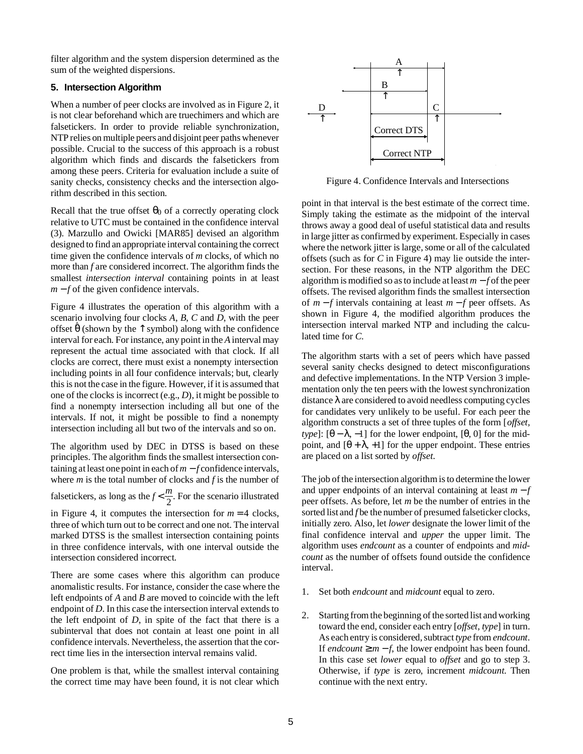filter algorithm and the system dispersion determined as the sum of the weighted dispersions.

## 5. Intersection Algorithm

When a number of peer clocks are involved as in Figure 2, it is not clear beforehand which are truechimers and which are falsetickers. In order to provide reliable synchronization, NTP relies on multiple peers and disjoint peer paths whenever possible. Crucial to the success of this approach is a robust algorithm which finds and discards the falsetickers from among these peers. Criteria for evaluation include a suite of sanity checks, consistency checks and the intersection algorithm described in this section.

Recall that the true offset $\theta_0$ of a correctly operating clock relative to UTC must be contained in the confidence interval (3). Marzullo and Owicki [MAR85] devised an algorithm designed to find an appropriate interval containing the correct time given the confidence intervals of $m$ clocks, of which no more than $f$ are considered incorrect. The algorithm finds the smallest *intersection interval* containing points in at least $m - f$ of the given confidence intervals.

Figure 4 illustrates the operation of this algorithm with a scenario involving four clocks $A$, $B$, $C$ and $D$, with the peer offset $\hat{\theta}$ (shown by the $\uparrow$ symbol) along with the confidence interval for each. For instance, any point in the $A$ interval may represent the actual time associated with that clock. If all clocks are correct, there must exist a nonempty intersection including points in all four confidence intervals; but, clearly this is not the case in the figure. However, if it is assumed that one of the clocks is incorrect (e.g., $D$), it might be possible to find a nonempty intersection including all but one of the intervals. If not, it might be possible to find a nonempty intersection including all but two of the intervals and so on.

The algorithm used by DEC in DTSS is based on these principles. The algorithm finds the smallest intersection containing at least one point in each of $m - f$ confidence intervals, where $m$ is the total number of clocks and $f$ is the number of falsetickers, as long as the $f < \frac{m}{2}$. For the scenario illustrated in Figure 4, it computes the intersection for $m = 4$ clocks, three of which turn out to be correct and one not. The interval marked DTSS is the smallest intersection containing points in three confidence intervals, with one interval outside the intersection considered incorrect.

There are some cases where this algorithm can produce anomalistic results. For instance, consider the case where the left endpoints of $A$ and $B$ are moved to coincide with the left endpoint of $D$. In this case the intersection interval extends to the left endpoint of $D$, in spite of the fact that there is a subinterval that does not contain at least one point in all confidence intervals. Nevertheless, the assertion that the correct time lies in the intersection interval remains valid.

One problem is that, while the smallest interval containing the correct time may have been found, it is not clear which point in that interval is the best estimate of the correct time. Simply taking the estimate as the midpoint of the interval throws away a good deal of useful statistical data and results in large jitter as confirmed by experiment. Especially in cases where the network jitter is large, some or all of the calculated offsets (such as for $C$ in Figure 4) may lie outside the intersection. For these reasons, in the NTP algorithm the DEC algorithm is modified so as to include at least $m - f$ of the peer offsets. The revised algorithm finds the smallest intersection of $m - f$ intervals containing at least $m - f$ peer offsets. As shown in Figure 4, the modified algorithm produces the intersection interval marked NTP and including the calculated time for $C$.

Figure 4. Confidence Intervals and Intersections

The algorithm starts with a set of peers which have passed several sanity checks designed to detect misconfigurations and defective implementations. In the NTP Version 3 implementation only the ten peers with the lowest synchronization distance $\lambda$ are considered to avoid needless computing cycles for candidates very unlikely to be useful. For each peer the algorithm constructs a set of three tuples of the form [*offset*, *type*]: $[\theta - \lambda, -1]$ for the lower endpoint, $[\theta, 0]$ for the midpoint, and $[\theta + \lambda, +1]$ for the upper endpoint. These entries are placed on a list sorted by *offset*.

The job of the intersection algorithm is to determine the lower and upper endpoints of an interval containing at least $m - f$ peer offsets. As before, let $m$ be the number of entries in the sorted list and $f$ be the number of presumed falseticker clocks, initially zero. Also, let *lower* designate the lower limit of the final confidence interval and *upper* the upper limit. The algorithm uses *endcount* as a counter of endpoints and *midcount* as the number of offsets found outside the confidence interval.

1. Set both *endcount* and *midcount* equal to zero.

2. Starting from the beginning of the sorted list and working toward the end, consider each entry [*offset*, *type*] in turn. As each entry is considered, subtract *type* from *endcount*. If $endcount \geq m - f$, the lower endpoint has been found. In this case set *lower* equal to *offset* and go to step 3. Otherwise, if *type* is zero, increment *midcount*. Then continue with the next entry.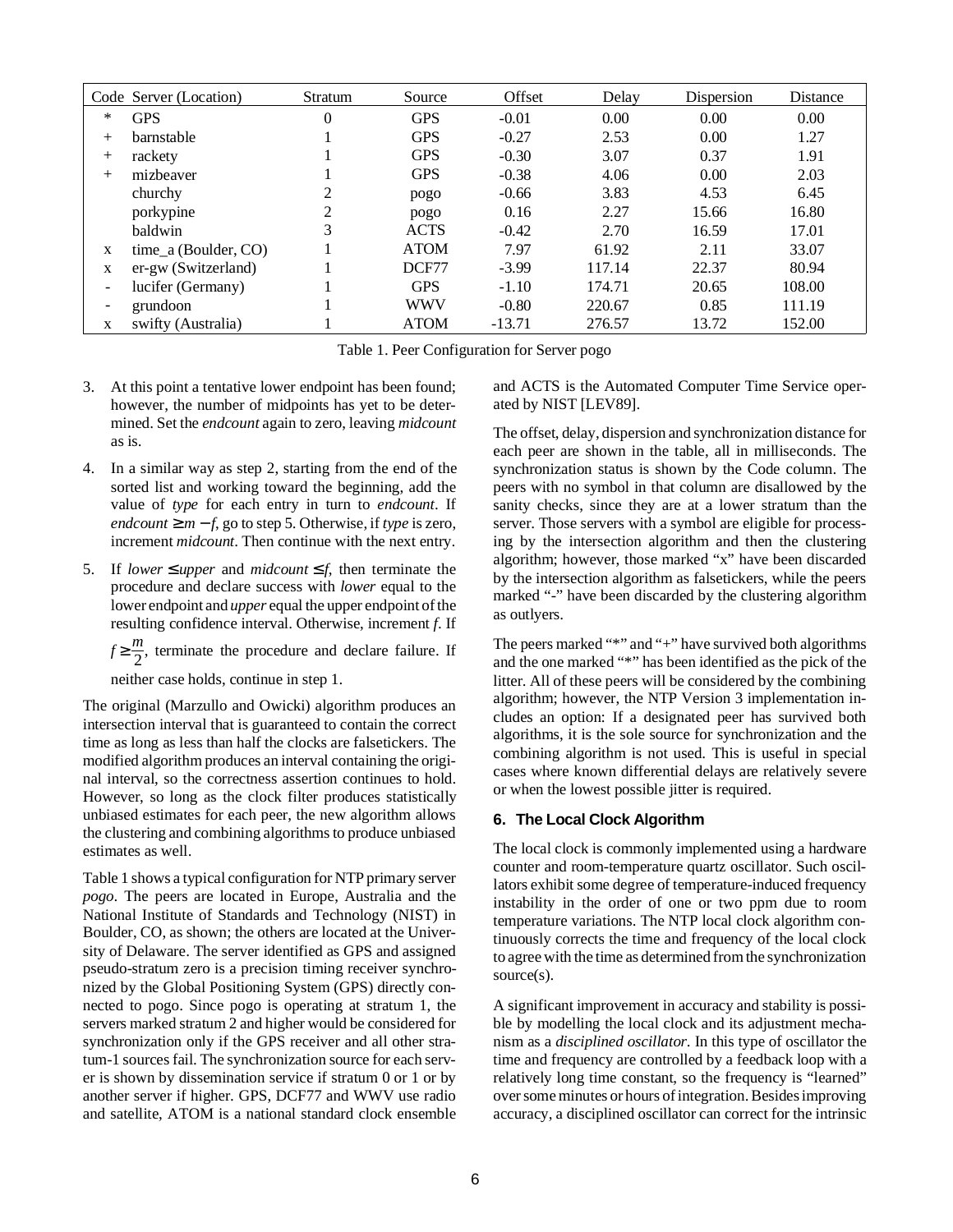| Code | Server (Location) | Stratum | Source | Offset | Delay | Dispersion | Distance |
|---|---|---|---|---|---|---|---|
| * | GPS | 0 | GPS | -0.01 | 0.00 | 0.00 | 0.00 |
| + | barnstable | 1 | GPS | -0.27 | 2.53 | 0.00 | 1.27 |
| + | rackety | 1 | GPS | -0.30 | 3.07 | 0.37 | 1.91 |
| + | mizbeaver | 1 | GPS | -0.38 | 4.06 | 0.00 | 2.03 |
| | churchy | 2 | pogo | -0.66 | 3.83 | 4.53 | 6.45 |
| | porkypine | 2 | pogo | 0.16 | 2.27 | 15.66 | 16.80 |
| | baldwin | 3 | ACTS | -0.42 | 2.70 | 16.59 | 17.01 |
| x | time_a (Boulder, CO) | 1 | ATOM | 7.97 | 61.92 | 2.11 | 33.07 |
| x | er-gw (Switzerland) | 1 | DCF77 | -3.99 | 117.14 | 22.37 | 80.94 |
| - | lucifer (Germany) | 1 | GPS | -1.10 | 174.71 | 20.65 | 108.00 |
| - | grundoon | 1 | WWV | -0.80 | 220.67 | 0.85 | 111.19 |
| x | swifty (Australia) | 1 | ATOM | -13.71 | 276.57 | 13.72 | 152.00 |

Table 1. Peer Configuration for Server pogo

3. At this point a tentative lower endpoint has been found; however, the number of midpoints has yet to be determined. Set the *endcount* again to zero, leaving *midcount* as is.
4. In a similar way as step 2, starting from the end of the sorted list and working toward the beginning, add the value of *type* for each entry in turn to *endcount*. If $endcount \geq m - f$, go to step 5. Otherwise, if *type* is zero, increment *midcount*. Then continue with the next entry.
5. If $lower \leq upper$ and $midcount \leq f$, then terminate the procedure and declare success with *lower* equal to the lower endpoint and *upper* equal the upper endpoint of the resulting confidence interval. Otherwise, increment *f*. If $f \geq \frac{m}{2}$, terminate the procedure and declare failure. If neither case holds, continue in step 1.

The original (Marzullo and Owicki) algorithm produces an intersection interval that is guaranteed to contain the correct time as long as less than half the clocks are falsetickers. The modified algorithm produces an interval containing the original interval, so the correctness assertion continues to hold. However, so long as the clock filter produces statistically unbiased estimates for each peer, the new algorithm allows the clustering and combining algorithms to produce unbiased estimates as well.

Table 1 shows a typical configuration for NTP primary server *pogo*. The peers are located in Europe, Australia and the National Institute of Standards and Technology (NIST) in Boulder, CO, as shown; the others are located at the University of Delaware. The server identified as GPS and assigned pseudo-stratum zero is a precision timing receiver synchronized by the Global Positioning System (GPS) directly connected to pogo. Since pogo is operating at stratum 1, the servers marked stratum 2 and higher would be considered for synchronization only if the GPS receiver and all other stratum-1 sources fail. The synchronization source for each server is shown by dissemination service if stratum 0 or 1 or by another server if higher. GPS, DCF77 and WWV use radio and satellite, ATOM is a national standard clock ensemble and ACTS is the Automated Computer Time Service operated by NIST [LEV89].

The offset, delay, dispersion and synchronization distance for each peer are shown in the table, all in milliseconds. The synchronization status is shown by the Code column. The peers with no symbol in that column are disallowed by the sanity checks, since they are at a lower stratum than the server. Those servers with a symbol are eligible for processing by the intersection algorithm and then the clustering algorithm; however, those marked "x" have been discarded by the intersection algorithm as falsetickers, while the peers marked "-" have been discarded by the clustering algorithm as outlyers.

The peers marked "*" and "+" have survived both algorithms and the one marked "*" has been identified as the pick of the litter. All of these peers will be considered by the combining algorithm; however, the NTP Version 3 implementation includes an option: If a designated peer has survived both algorithms, it is the sole source for synchronization and the combining algorithm is not used. This is useful in special cases where known differential delays are relatively severe or when the lowest possible jitter is required.

## 6. The Local Clock Algorithm

The local clock is commonly implemented using a hardware counter and room-temperature quartz oscillator. Such oscillators exhibit some degree of temperature-induced frequency instability in the order of one or two ppm due to room temperature variations. The NTP local clock algorithm continuously corrects the time and frequency of the local clock to agree with the time as determined from the synchronization source(s).

A significant improvement in accuracy and stability is possible by modelling the local clock and its adjustment mechanism as a *disciplined oscillator*. In this type of oscillator the time and frequency are controlled by a feedback loop with a relatively long time constant, so the frequency is "learned" over some minutes or hours of integration. Besides improving accuracy, a disciplined oscillator can correct for the intrinsic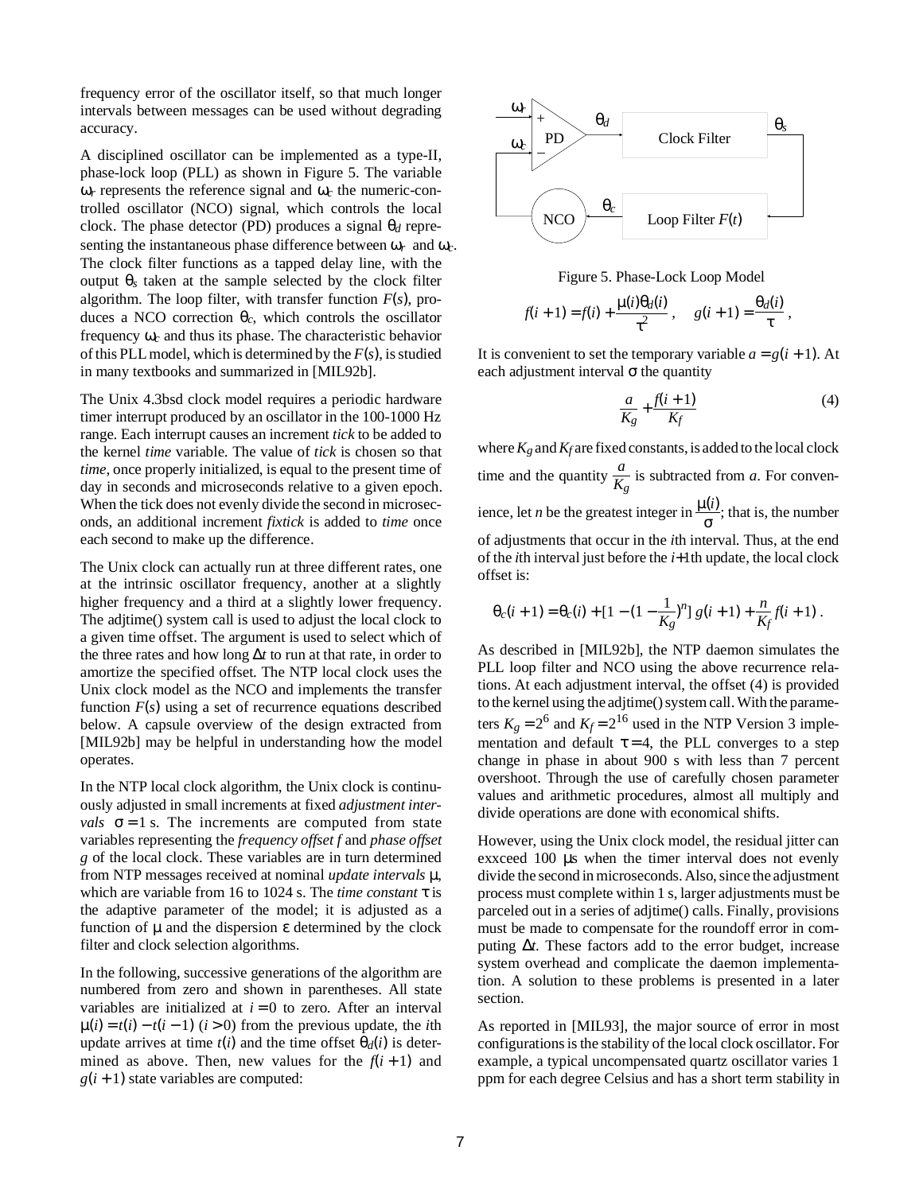frequency error of the oscillator itself, so that much longer intervals between messages can be used without degrading accuracy.

A disciplined oscillator can be implemented as a type-II, phase-lock loop (PLL) as shown in Figure 5. The variable $\omega_r$ represents the reference signal and $\omega_c$ the numeric-controlled oscillator (NCO) signal, which controls the local clock. The phase detector (PD) produces a signal $\theta_d$ representing the instantaneous phase difference between $\omega_r$ and $\omega_c$. The clock filter functions as a tapped delay line, with the output $\theta_s$ taken at the sample selected by the clock filter algorithm. The loop filter, with transfer function $F(s)$, produces a NCO correction $\theta_c$, which controls the oscillator frequency $\omega_c$ and thus its phase. The characteristic behavior of this PLL model, which is determined by the $F(s)$, is studied in many textbooks and summarized in [MIL92b].

The Unix 4.3bsd clock model requires a periodic hardware timer interrupt produced by an oscillator in the 100-1000 Hz range. Each interrupt causes an increment *tick* to be added to the kernel *time* variable. The value of *tick* is chosen so that *time*, once properly initialized, is equal to the present time of day in seconds and microseconds relative to a given epoch. When the tick does not evenly divide the second in microseconds, an additional increment *fixtick* is added to *time* once each second to make up the difference.

The Unix clock can actually run at three different rates, one at the intrinsic oscillator frequency, another at a slightly higher frequency and a third at a slightly lower frequency. The adjtime() system call is used to adjust the local clock to a given time offset. The argument is used to select which of the three rates and how long $\Delta t$ to run at that rate, in order to amortize the specified offset. The NTP local clock uses the Unix clock model as the NCO and implements the transfer function $F(s)$ using a set of recurrence equations described below. A capsule overview of the design extracted from [MIL92b] may be helpful in understanding how the model operates.

In the NTP local clock algorithm, the Unix clock is continuously adjusted in small increments at fixed *adjustment intervals* $\sigma = 1$ s. The increments are computed from state variables representing the *frequency offset f* and *phase offset g* of the local clock. These variables are in turn determined from NTP messages received at nominal *update intervals* $\mu$, which are variable from 16 to 1024 s. The *time constant* $\tau$ is the adaptive parameter of the model; it is adjusted as a function of $\mu$ and the dispersion $\varepsilon$ determined by the clock filter and clock selection algorithms.

In the following, successive generations of the algorithm are numbered from zero and shown in parentheses. All state variables are initialized at $i = 0$ to zero. After an interval $\mu(i) = t(i) - t(i-1)$ $(i > 0)$ from the previous update, the $i$th update arrives at time $t(i)$ and the time offset $\theta_d(i)$ is determined as above. Then, new values for the $f(i+1)$ and $g(i+1)$ state variables are computed:

Figure 5. Phase-Lock Loop Model

$$f(i+1) = f(i) + \frac{\mu(i)\theta_d(i)}{\tau^2}, \quad g(i+1) = \frac{\theta_d(i)}{\tau},$$

It is convenient to set the temporary variable $a = g(i+1)$. At each adjustment interval $\sigma$ the quantity

$$\frac{a}{K_g} + \frac{f(i+1)}{K_f} \tag{4}$$

where $K_g$ and $K_f$ are fixed constants, is added to the local clock time and the quantity $\frac{a}{K_g}$ is subtracted from $a$. For convenience, let $n$ be the greatest integer in $\frac{\mu(i)}{\sigma}$; that is, the number of adjustments that occur in the $i$th interval. Thus, at the end of the $i$th interval just before the $i$+1th update, the local clock offset is:

$$\theta_c(i+1) = \theta_c(i) + [1 - (1 - \frac{1}{K_g})^n]\, g(i+1) + \frac{n}{K_f} f(i+1)\,.$$

As described in [MIL92b], the NTP daemon simulates the PLL loop filter and NCO using the above recurrence relations. At each adjustment interval, the offset (4) is provided to the kernel using the adjtime() system call. With the parameters $K_g = 2^6$ and $K_f = 2^{16}$ used in the NTP Version 3 implementation and default $\tau = 4$, the PLL converges to a step change in phase in about 900 s with less than 7 percent overshoot. Through the use of carefully chosen parameter values and arithmetic procedures, almost all multiply and divide operations are done with economical shifts.

However, using the Unix clock model, the residual jitter can exxceed 100 $\mu$s when the timer interval does not evenly divide the second in microseconds. Also, since the adjustment process must complete within 1 s, larger adjustments must be parceled out in a series of adjtime() calls. Finally, provisions must be made to compensate for the roundoff error in computing $\Delta t$. These factors add to the error budget, increase system overhead and complicate the daemon implementation. A solution to these problems is presented in a later section.

As reported in [MIL93], the major source of error in most configurations is the stability of the local clock oscillator. For example, a typical uncompensated quartz oscillator varies 1 ppm for each degree Celsius and has a short term stability in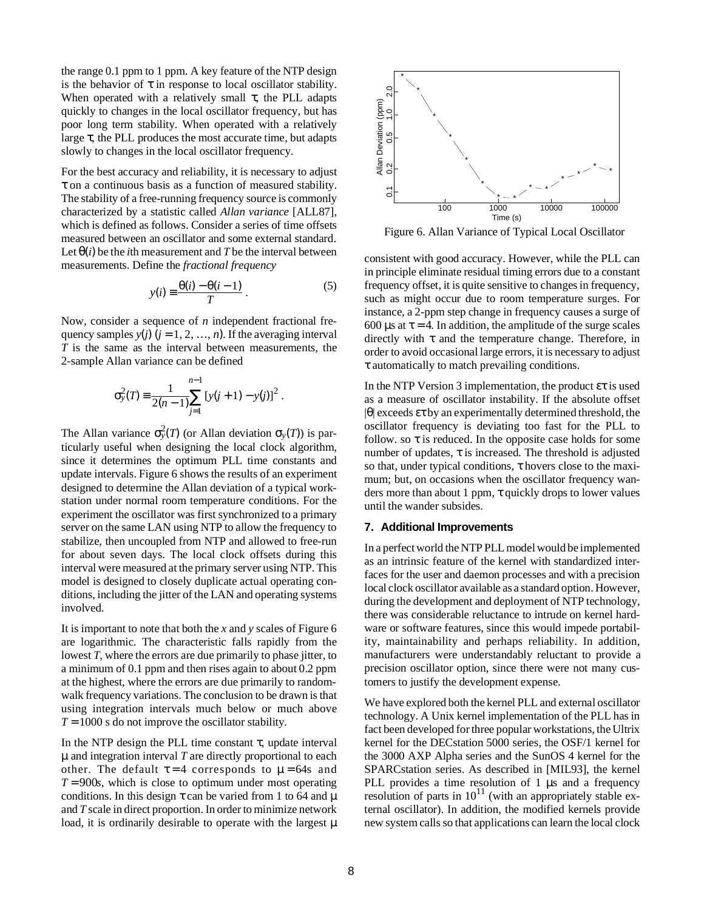the range 0.1 ppm to 1 ppm. A key feature of the NTP design is the behavior of $\tau$ in response to local oscillator stability. When operated with a relatively small $\tau$, the PLL adapts quickly to changes in the local oscillator frequency, but has poor long term stability. When operated with a relatively large $\tau$, the PLL produces the most accurate time, but adapts slowly to changes in the local oscillator frequency.

For the best accuracy and reliability, it is necessary to adjust $\tau$ on a continuous basis as a function of measured stability. The stability of a free-running frequency source is commonly characterized by a statistic called *Allan variance* [ALL87], which is defined as follows. Consider a series of time offsets measured between an oscillator and some external standard. Let $\theta(i)$ be the $i$th measurement and $T$ be the interval between measurements. Define the *fractional frequency*

$$y(i) \equiv \frac{\theta(i) - \theta(i-1)}{T}. \tag{5}$$

Now, consider a sequence of $n$ independent fractional frequency samples $y(j)$ ($j = 1, 2, \ldots, n$). If the averaging interval $T$ is the same as the interval between measurements, the 2-sample Allan variance can be defined

$$\sigma_y^2(T) \equiv \frac{1}{2(n-1)} \sum_{j=1}^{n-1} [y(j+1) - y(j)]^2 .$$

The Allan variance $\sigma_y^2(T)$ (or Allan deviation $\sigma_y(T)$) is particularly useful when designing the local clock algorithm, since it determines the optimum PLL time constants and update intervals. Figure 6 shows the results of an experiment designed to determine the Allan deviation of a typical workstation under normal room temperature conditions. For the experiment the oscillator was first synchronized to a primary server on the same LAN using NTP to allow the frequency to stabilize, then uncoupled from NTP and allowed to free-run for about seven days. The local clock offsets during this interval were measured at the primary server using NTP. This model is designed to closely duplicate actual operating conditions, including the jitter of the LAN and operating systems involved.

It is important to note that both the $x$ and $y$ scales of Figure 6 are logarithmic. The characteristic falls rapidly from the lowest $T$, where the errors are due primarily to phase jitter, to a minimum of 0.1 ppm and then rises again to about 0.2 ppm at the highest, where the errors are due primarily to random-walk frequency variations. The conclusion to be drawn is that using integration intervals much below or much above $T = 1000$ s do not improve the oscillator stability.

In the NTP design the PLL time constant $\tau$, update interval $\mu$ and integration interval $T$ are directly proportional to each other. The default $\tau = 4$ corresponds to $\mu = 64$s and $T = 900$s, which is close to optimum under most operating conditions. In this design $\tau$ can be varied from 1 to 64 and $\mu$ and $T$ scale in direct proportion. In order to minimize network load, it is ordinarily desirable to operate with the largest $\mu$

Figure 6. Allan Variance of Typical Local Oscillator

consistent with good accuracy. However, while the PLL can in principle eliminate residual timing errors due to a constant frequency offset, it is quite sensitive to changes in frequency, such as might occur due to room temperature surges. For instance, a 2-ppm step change in frequency causes a surge of 600 μs at $\tau = 4$. In addition, the amplitude of the surge scales directly with $\tau$ and the temperature change. Therefore, in order to avoid occasional large errors, it is necessary to adjust $\tau$ automatically to match prevailing conditions.

In the NTP Version 3 implementation, the product $\varepsilon\tau$ is used as a measure of oscillator instability. If the absolute offset $|\theta|$ exceeds $\varepsilon\tau$ by an experimentally determined threshold, the oscillator frequency is deviating too fast for the PLL to follow. so $\tau$ is reduced. In the opposite case holds for some number of updates, $\tau$ is increased. The threshold is adjusted so that, under typical conditions, $\tau$ hovers close to the maximum; but, on occasions when the oscillator frequency wanders more than about 1 ppm, $\tau$ quickly drops to lower values until the wander subsides.

## 7. Additional Improvements

In a perfect world the NTP PLL model would be implemented as an intrinsic feature of the kernel with standardized interfaces for the user and daemon processes and with a precision local clock oscillator available as a standard option. However, during the development and deployment of NTP technology, there was considerable reluctance to intrude on kernel hardware or software features, since this would impede portability, maintainability and perhaps reliability. In addition, manufacturers were understandably reluctant to provide a precision oscillator option, since there were not many customers to justify the development expense.

We have explored both the kernel PLL and external oscillator technology. A Unix kernel implementation of the PLL has in fact been developed for three popular workstations, the Ultrix kernel for the DECstation 5000 series, the OSF/1 kernel for the 3000 AXP Alpha series and the SunOS 4 kernel for the SPARCstation series. As described in [MIL93], the kernel PLL provides a time resolution of 1 μs and a frequency resolution of parts in $10^{11}$ (with an appropriately stable external oscillator). In addition, the modified kernels provide new system calls so that applications can learn the local clock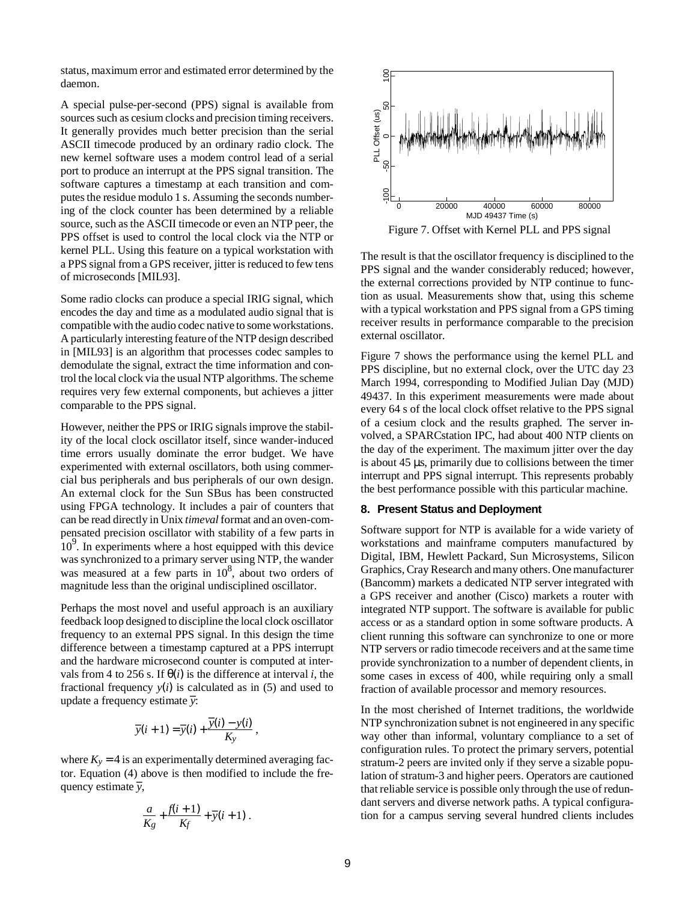status, maximum error and estimated error determined by the daemon.

A special pulse-per-second (PPS) signal is available from sources such as cesium clocks and precision timing receivers. It generally provides much better precision than the serial ASCII timecode produced by an ordinary radio clock. The new kernel software uses a modem control lead of a serial port to produce an interrupt at the PPS signal transition. The software captures a timestamp at each transition and computes the residue modulo 1 s. Assuming the seconds numbering of the clock counter has been determined by a reliable source, such as the ASCII timecode or even an NTP peer, the PPS offset is used to control the local clock via the NTP or kernel PLL. Using this feature on a typical workstation with a PPS signal from a GPS receiver, jitter is reduced to few tens of microseconds [MIL93].

Some radio clocks can produce a special IRIG signal, which encodes the day and time as a modulated audio signal that is compatible with the audio codec native to some workstations. A particularly interesting feature of the NTP design described in [MIL93] is an algorithm that processes codec samples to demodulate the signal, extract the time information and control the local clock via the usual NTP algorithms. The scheme requires very few external components, but achieves a jitter comparable to the PPS signal.

However, neither the PPS or IRIG signals improve the stability of the local clock oscillator itself, since wander-induced time errors usually dominate the error budget. We have experimented with external oscillators, both using commercial bus peripherals and bus peripherals of our own design. An external clock for the Sun SBus has been constructed using FPGA technology. It includes a pair of counters that can be read directly in Unix *timeval* format and an oven-compensated precision oscillator with stability of a few parts in $10^9$. In experiments where a host equipped with this device was synchronized to a primary server using NTP, the wander was measured at a few parts in $10^8$, about two orders of magnitude less than the original undisciplined oscillator.

Perhaps the most novel and useful approach is an auxiliary feedback loop designed to discipline the local clock oscillator frequency to an external PPS signal. In this design the time difference between a timestamp captured at a PPS interrupt and the hardware microsecond counter is computed at intervals from 4 to 256 s. If $\theta(i)$ is the difference at interval $i$, the fractional frequency $y(i)$ is calculated as in (5) and used to update a frequency estimate $\bar{y}$:

$$\bar{y}(i+1) = \bar{y}(i) + \frac{\bar{y}(i) - y(i)}{K_y},$$

where $K_y = 4$ is an experimentally determined averaging factor. Equation (4) above is then modified to include the frequency estimate $\bar{y}$,

$$\frac{a}{K_g} + \frac{f(i+1)}{K_f} + \bar{y}(i+1).$$

100
50
0
-50
-100
PLL Offset (us)
0
20000
40000
60000
80000
MJD 49437 Time (s)

Figure 7. Offset with Kernel PLL and PPS signal

The result is that the oscillator frequency is disciplined to the PPS signal and the wander considerably reduced; however, the external corrections provided by NTP continue to function as usual. Measurements show that, using this scheme with a typical workstation and PPS signal from a GPS timing receiver results in performance comparable to the precision external oscillator.

Figure 7 shows the performance using the kernel PLL and PPS discipline, but no external clock, over the UTC day 23 March 1994, corresponding to Modified Julian Day (MJD) 49437. In this experiment measurements were made about every 64 s of the local clock offset relative to the PPS signal of a cesium clock and the results graphed. The server involved, a SPARCstation IPC, had about 400 NTP clients on the day of the experiment. The maximum jitter over the day is about 45 μs, primarily due to collisions between the timer interrupt and PPS signal interrupt. This represents probably the best performance possible with this particular machine.

## 8. Present Status and Deployment

Software support for NTP is available for a wide variety of workstations and mainframe computers manufactured by Digital, IBM, Hewlett Packard, Sun Microsystems, Silicon Graphics, Cray Research and many others. One manufacturer (Bancomm) markets a dedicated NTP server integrated with a GPS receiver and another (Cisco) markets a router with integrated NTP support. The software is available for public access or as a standard option in some software products. A client running this software can synchronize to one or more NTP servers or radio timecode receivers and at the same time provide synchronization to a number of dependent clients, in some cases in excess of 400, while requiring only a small fraction of available processor and memory resources.

In the most cherished of Internet traditions, the worldwide NTP synchronization subnet is not engineered in any specific way other than informal, voluntary compliance to a set of configuration rules. To protect the primary servers, potential stratum-2 peers are invited only if they serve a sizable population of stratum-3 and higher peers. Operators are cautioned that reliable service is possible only through the use of redundant servers and diverse network paths. A typical configuration for a campus serving several hundred clients includes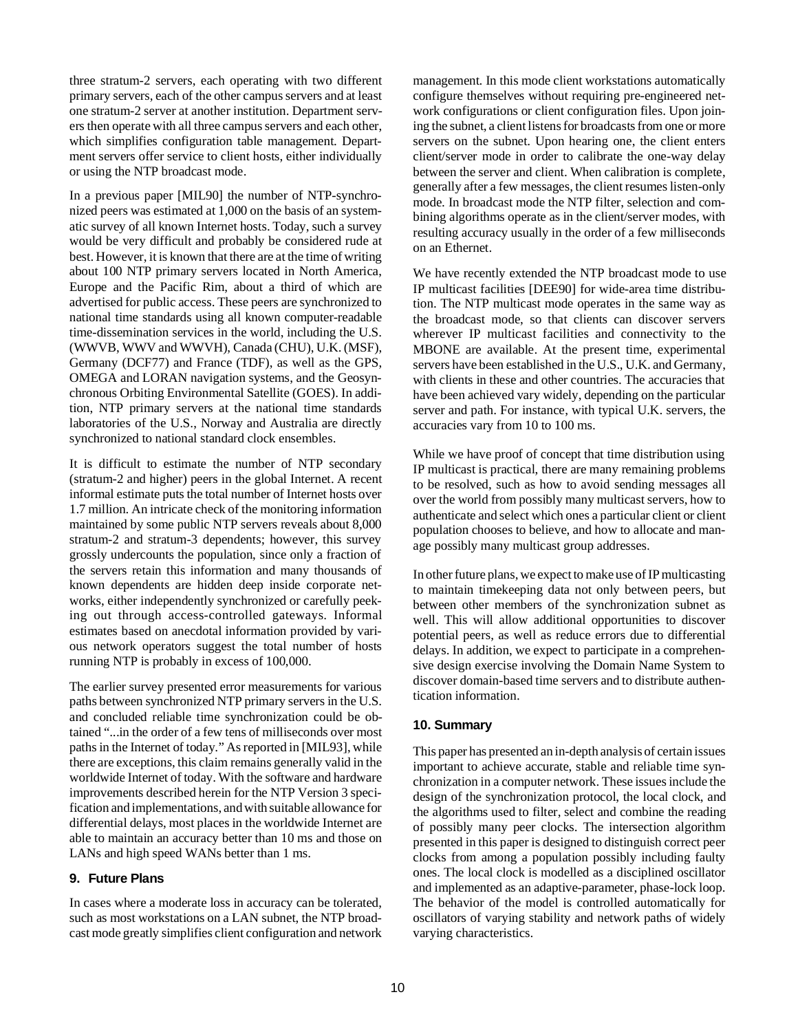three stratum-2 servers, each operating with two different primary servers, each of the other campus servers and at least one stratum-2 server at another institution. Department servers then operate with all three campus servers and each other, which simplifies configuration table management. Department servers offer service to client hosts, either individually or using the NTP broadcast mode.

In a previous paper [MIL90] the number of NTP-synchronized peers was estimated at 1,000 on the basis of an systematic survey of all known Internet hosts. Today, such a survey would be very difficult and probably be considered rude at best. However, it is known that there are at the time of writing about 100 NTP primary servers located in North America, Europe and the Pacific Rim, about a third of which are advertised for public access. These peers are synchronized to national time standards using all known computer-readable time-dissemination services in the world, including the U.S. (WWVB, WWV and WWVH), Canada (CHU), U.K. (MSF), Germany (DCF77) and France (TDF), as well as the GPS, OMEGA and LORAN navigation systems, and the Geosynchronous Orbiting Environmental Satellite (GOES). In addition, NTP primary servers at the national time standards laboratories of the U.S., Norway and Australia are directly synchronized to national standard clock ensembles.

It is difficult to estimate the number of NTP secondary (stratum-2 and higher) peers in the global Internet. A recent informal estimate puts the total number of Internet hosts over 1.7 million. An intricate check of the monitoring information maintained by some public NTP servers reveals about 8,000 stratum-2 and stratum-3 dependents; however, this survey grossly undercounts the population, since only a fraction of the servers retain this information and many thousands of known dependents are hidden deep inside corporate networks, either independently synchronized or carefully peeking out through access-controlled gateways. Informal estimates based on anecdotal information provided by various network operators suggest the total number of hosts running NTP is probably in excess of 100,000.

The earlier survey presented error measurements for various paths between synchronized NTP primary servers in the U.S. and concluded reliable time synchronization could be obtained "...in the order of a few tens of milliseconds over most paths in the Internet of today." As reported in [MIL93], while there are exceptions, this claim remains generally valid in the worldwide Internet of today. With the software and hardware improvements described herein for the NTP Version 3 specification and implementations, and with suitable allowance for differential delays, most places in the worldwide Internet are able to maintain an accuracy better than 10 ms and those on LANs and high speed WANs better than 1 ms.

## 9. Future Plans

In cases where a moderate loss in accuracy can be tolerated, such as most workstations on a LAN subnet, the NTP broadcast mode greatly simplifies client configuration and network management. In this mode client workstations automatically configure themselves without requiring pre-engineered network configurations or client configuration files. Upon joining the subnet, a client listens for broadcasts from one or more servers on the subnet. Upon hearing one, the client enters client/server mode in order to calibrate the one-way delay between the server and client. When calibration is complete, generally after a few messages, the client resumes listen-only mode. In broadcast mode the NTP filter, selection and combining algorithms operate as in the client/server modes, with resulting accuracy usually in the order of a few milliseconds on an Ethernet.

We have recently extended the NTP broadcast mode to use IP multicast facilities [DEE90] for wide-area time distribution. The NTP multicast mode operates in the same way as the broadcast mode, so that clients can discover servers wherever IP multicast facilities and connectivity to the MBONE are available. At the present time, experimental servers have been established in the U.S., U.K. and Germany, with clients in these and other countries. The accuracies that have been achieved vary widely, depending on the particular server and path. For instance, with typical U.K. servers, the accuracies vary from 10 to 100 ms.

While we have proof of concept that time distribution using IP multicast is practical, there are many remaining problems to be resolved, such as how to avoid sending messages all over the world from possibly many multicast servers, how to authenticate and select which ones a particular client or client population chooses to believe, and how to allocate and manage possibly many multicast group addresses.

In other future plans, we expect to make use of IP multicasting to maintain timekeeping data not only between peers, but between other members of the synchronization subnet as well. This will allow additional opportunities to discover potential peers, as well as reduce errors due to differential delays. In addition, we expect to participate in a comprehensive design exercise involving the Domain Name System to discover domain-based time servers and to distribute authentication information.

## 10. Summary

This paper has presented an in-depth analysis of certain issues important to achieve accurate, stable and reliable time synchronization in a computer network. These issues include the design of the synchronization protocol, the local clock, and the algorithms used to filter, select and combine the reading of possibly many peer clocks. The intersection algorithm presented in this paper is designed to distinguish correct peer clocks from among a population possibly including faulty ones. The local clock is modelled as a disciplined oscillator and implemented as an adaptive-parameter, phase-lock loop. The behavior of the model is controlled automatically for oscillators of varying stability and network paths of widely varying characteristics.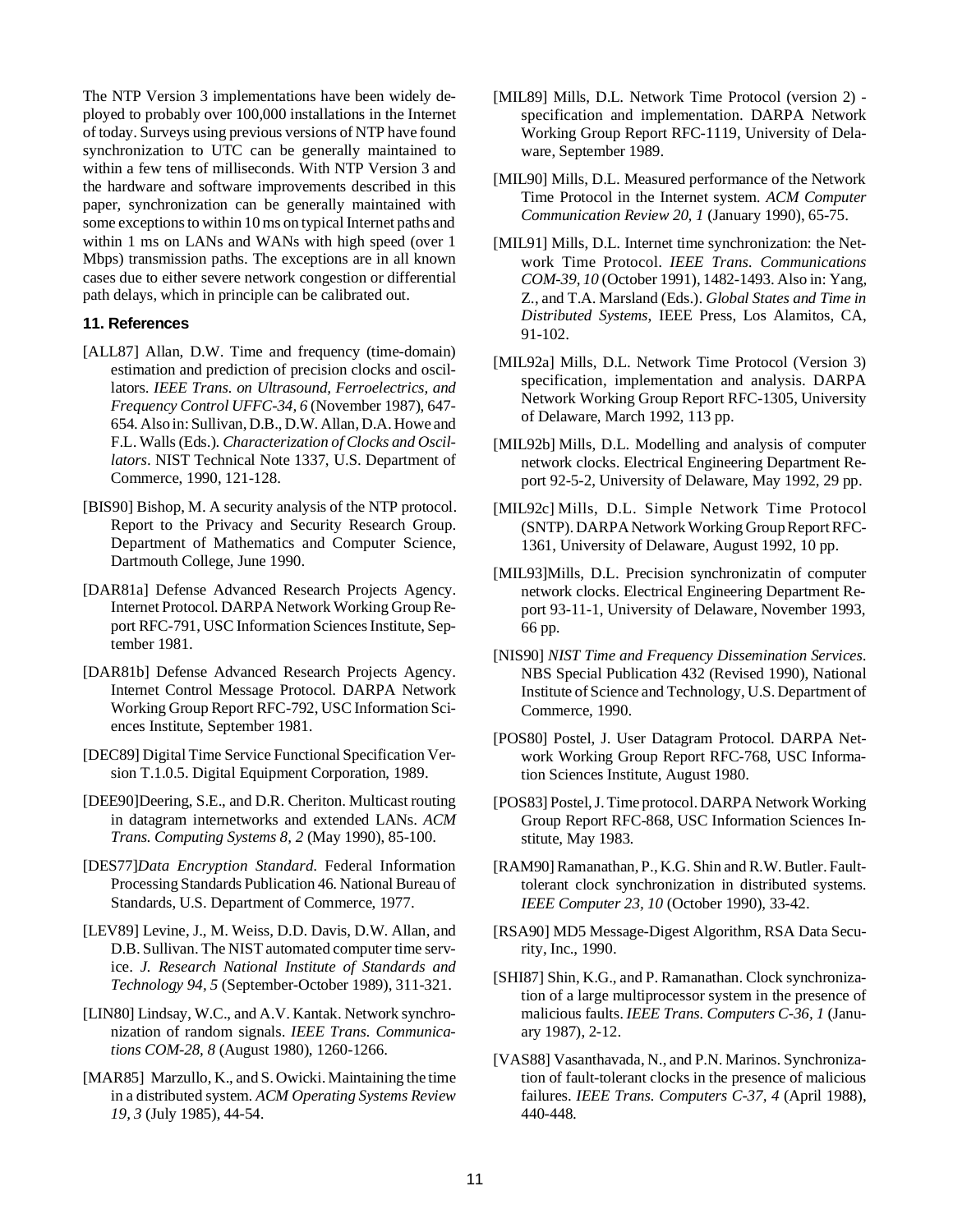The NTP Version 3 implementations have been widely deployed to probably over 100,000 installations in the Internet of today. Surveys using previous versions of NTP have found synchronization to UTC can be generally maintained to within a few tens of milliseconds. With NTP Version 3 and the hardware and software improvements described in this paper, synchronization can be generally maintained with some exceptions to within 10 ms on typical Internet paths and within 1 ms on LANs and WANs with high speed (over 1 Mbps) transmission paths. The exceptions are in all known cases due to either severe network congestion or differential path delays, which in principle can be calibrated out.

### 11. References

[ALL87] Allan, D.W. Time and frequency (time-domain) estimation and prediction of precision clocks and oscillators. *IEEE Trans. on Ultrasound, Ferroelectrics, and Frequency Control UFFC-34, 6* (November 1987), 647-654. Also in: Sullivan, D.B., D.W. Allan, D.A. Howe and F.L. Walls (Eds.). *Characterization of Clocks and Oscillators*. NIST Technical Note 1337, U.S. Department of Commerce, 1990, 121-128.

[BIS90] Bishop, M. A security analysis of the NTP protocol. Report to the Privacy and Security Research Group. Department of Mathematics and Computer Science, Dartmouth College, June 1990.

[DAR81a] Defense Advanced Research Projects Agency. Internet Protocol. DARPA Network Working Group Report RFC-791, USC Information Sciences Institute, September 1981.

[DAR81b] Defense Advanced Research Projects Agency. Internet Control Message Protocol. DARPA Network Working Group Report RFC-792, USC Information Sciences Institute, September 1981.

[DEC89] Digital Time Service Functional Specification Version T.1.0.5. Digital Equipment Corporation, 1989.

[DEE90]Deering, S.E., and D.R. Cheriton. Multicast routing in datagram internetworks and extended LANs. *ACM Trans. Computing Systems 8, 2* (May 1990), 85-100.

[DES77]*Data Encryption Standard.* Federal Information Processing Standards Publication 46. National Bureau of Standards, U.S. Department of Commerce, 1977.

[LEV89] Levine, J., M. Weiss, D.D. Davis, D.W. Allan, and D.B. Sullivan. The NIST automated computer time service. *J. Research National Institute of Standards and Technology 94, 5* (September-October 1989), 311-321.

[LIN80] Lindsay, W.C., and A.V. Kantak. Network synchronization of random signals. *IEEE Trans. Communications COM-28, 8* (August 1980), 1260-1266.

[MAR85] Marzullo, K., and S. Owicki. Maintaining the time in a distributed system. *ACM Operating Systems Review 19, 3* (July 1985), 44-54.

[MIL89] Mills, D.L. Network Time Protocol (version 2) - specification and implementation. DARPA Network Working Group Report RFC-1119, University of Delaware, September 1989.

[MIL90] Mills, D.L. Measured performance of the Network Time Protocol in the Internet system. *ACM Computer Communication Review 20, 1* (January 1990), 65-75.

[MIL91] Mills, D.L. Internet time synchronization: the Network Time Protocol. *IEEE Trans. Communications COM-39, 10* (October 1991), 1482-1493. Also in: Yang, Z., and T.A. Marsland (Eds.). *Global States and Time in Distributed Systems*, IEEE Press, Los Alamitos, CA, 91-102.

[MIL92a] Mills, D.L. Network Time Protocol (Version 3) specification, implementation and analysis. DARPA Network Working Group Report RFC-1305, University of Delaware, March 1992, 113 pp.

[MIL92b] Mills, D.L. Modelling and analysis of computer network clocks. Electrical Engineering Department Report 92-5-2, University of Delaware, May 1992, 29 pp.

[MIL92c] Mills, D.L. Simple Network Time Protocol (SNTP). DARPA Network Working Group Report RFC-1361, University of Delaware, August 1992, 10 pp.

[MIL93]Mills, D.L. Precision synchronizatin of computer network clocks. Electrical Engineering Department Report 93-11-1, University of Delaware, November 1993, 66 pp.

[NIS90] *NIST Time and Frequency Dissemination Services*. NBS Special Publication 432 (Revised 1990), National Institute of Science and Technology, U.S. Department of Commerce, 1990.

[POS80] Postel, J. User Datagram Protocol. DARPA Network Working Group Report RFC-768, USC Information Sciences Institute, August 1980.

[POS83] Postel, J. Time protocol. DARPA Network Working Group Report RFC-868, USC Information Sciences Institute, May 1983.

[RAM90] Ramanathan, P., K.G. Shin and R.W. Butler. Fault-tolerant clock synchronization in distributed systems. *IEEE Computer 23, 10* (October 1990), 33-42.

[RSA90] MD5 Message-Digest Algorithm, RSA Data Security, Inc., 1990.

[SHI87] Shin, K.G., and P. Ramanathan. Clock synchronization of a large multiprocessor system in the presence of malicious faults. *IEEE Trans. Computers C-36, 1* (January 1987), 2-12.

[VAS88] Vasanthavada, N., and P.N. Marinos. Synchronization of fault-tolerant clocks in the presence of malicious failures. *IEEE Trans. Computers C-37, 4* (April 1988), 440-448.